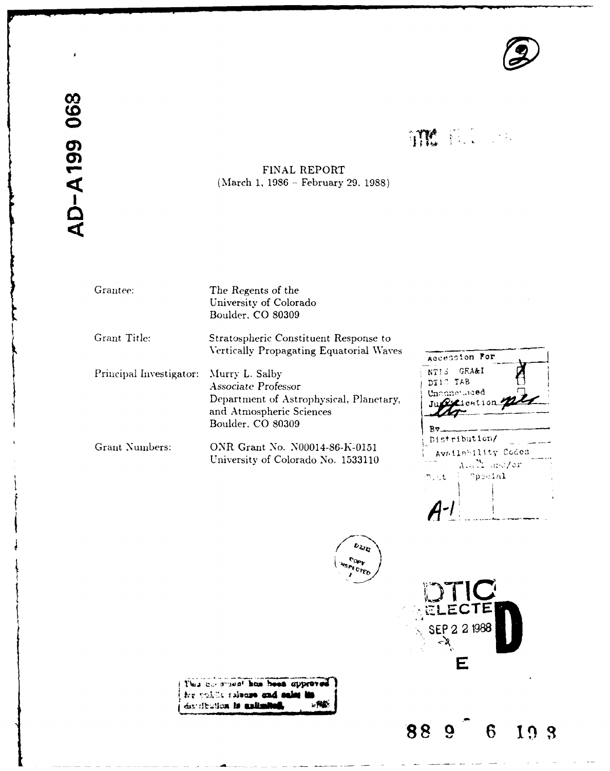AD-A199 068

# FINAL REPORT

(March 1, 1986 – February 29, 1988)

| | |
|---|---|
| Grantee: | The Regents of the University of Colorado Boulder, CO 80309 |
| Grant Title: | Stratospheric Constituent Response to Vertically Propagating Equatorial Waves |
| Principal Investigator: | Murry L. Salby *Associate Professor* Department of Astrophysical, Planetary, and Atmospheric Sciences Boulder, CO 80309 |
| Grant Numbers: | ONR Grant No. N00014-86-K-0151 University of Colorado No. 1533110 |

DTIC ELECTE SEP 2 2 1988 D

This document has been approved for public release and sale; its distribution is unlimited.

88 9 6 108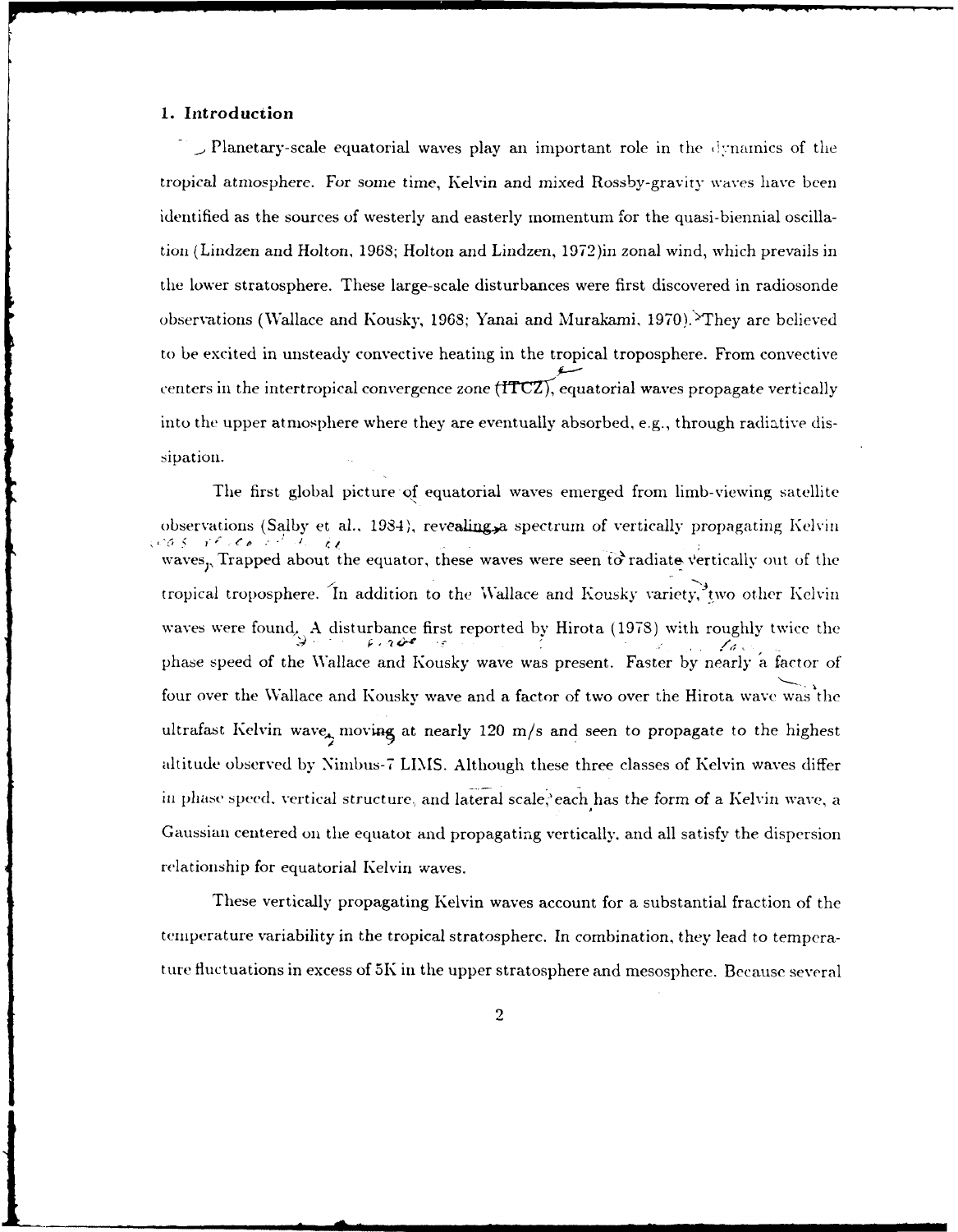## 1. Introduction

Planetary-scale equatorial waves play an important role in the dynamics of the tropical atmosphere. For some time, Kelvin and mixed Rossby-gravity waves have been identified as the sources of westerly and easterly momentum for the quasi-biennial oscillation (Lindzen and Holton, 1968; Holton and Lindzen, 1972)in zonal wind, which prevails in the lower stratosphere. These large-scale disturbances were first discovered in radiosonde observations (Wallace and Kousky, 1968; Yanai and Murakami, 1970). They are believed to be excited in unsteady convective heating in the tropical troposphere. From convective centers in the intertropical convergence zone (ITCZ), equatorial waves propagate vertically into the upper atmosphere where they are eventually absorbed, e.g., through radiative dissipation.

The first global picture of equatorial waves emerged from limb-viewing satellite observations (Salby et al., 1984), revealing a spectrum of vertically propagating Kelvin waves. Trapped about the equator, these waves were seen to radiate vertically out of the tropical troposphere. In addition to the Wallace and Kousky variety, two other Kelvin waves were found. A disturbance first reported by Hirota (1978) with roughly twice the phase speed of the Wallace and Kousky wave was present. Faster by nearly a factor of four over the Wallace and Kousky wave and a factor of two over the Hirota wave was the ultrafast Kelvin wave, moving at nearly 120 m/s and seen to propagate to the highest altitude observed by Nimbus-7 LIMS. Although these three classes of Kelvin waves differ in phase speed, vertical structure, and lateral scale, each has the form of a Kelvin wave, a Gaussian centered on the equator and propagating vertically, and all satisfy the dispersion relationship for equatorial Kelvin waves.

These vertically propagating Kelvin waves account for a substantial fraction of the temperature variability in the tropical stratosphere. In combination, they lead to temperature fluctuations in excess of 5K in the upper stratosphere and mesosphere. Because several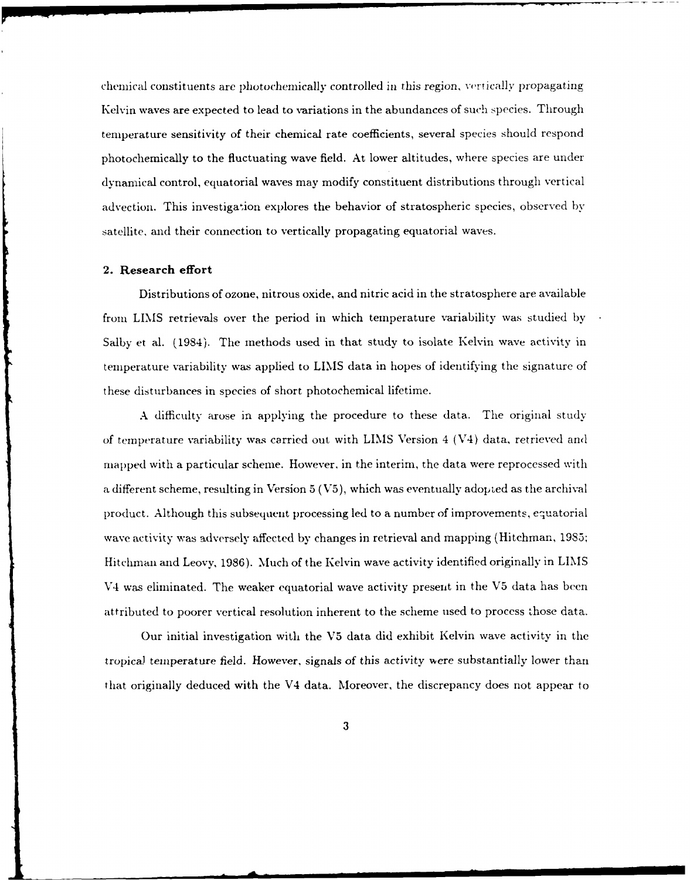chemical constituents are photochemically controlled in this region, vertically propagating Kelvin waves are expected to lead to variations in the abundances of such species. Through temperature sensitivity of their chemical rate coefficients, several species should respond photochemically to the fluctuating wave field. At lower altitudes, where species are under dynamical control, equatorial waves may modify constituent distributions through vertical advection. This investigation explores the behavior of stratospheric species, observed by satellite, and their connection to vertically propagating equatorial waves.

## 2. Research effort

Distributions of ozone, nitrous oxide, and nitric acid in the stratosphere are available from LIMS retrievals over the period in which temperature variability was studied by Salby et al. (1984). The methods used in that study to isolate Kelvin wave activity in temperature variability was applied to LIMS data in hopes of identifying the signature of these disturbances in species of short photochemical lifetime.

A difficulty arose in applying the procedure to these data. The original study of temperature variability was carried out with LIMS Version 4 (V4) data, retrieved and mapped with a particular scheme. However, in the interim, the data were reprocessed with a different scheme, resulting in Version 5 (V5), which was eventually adopted as the archival product. Although this subsequent processing led to a number of improvements, equatorial wave activity was adversely affected by changes in retrieval and mapping (Hitchman, 1985; Hitchman and Leovy, 1986). Much of the Kelvin wave activity identified originally in LIMS V4 was eliminated. The weaker equatorial wave activity present in the V5 data has been attributed to poorer vertical resolution inherent to the scheme used to process those data.

Our initial investigation with the V5 data did exhibit Kelvin wave activity in the tropical temperature field. However, signals of this activity were substantially lower than that originally deduced with the V4 data. Moreover, the discrepancy does not appear to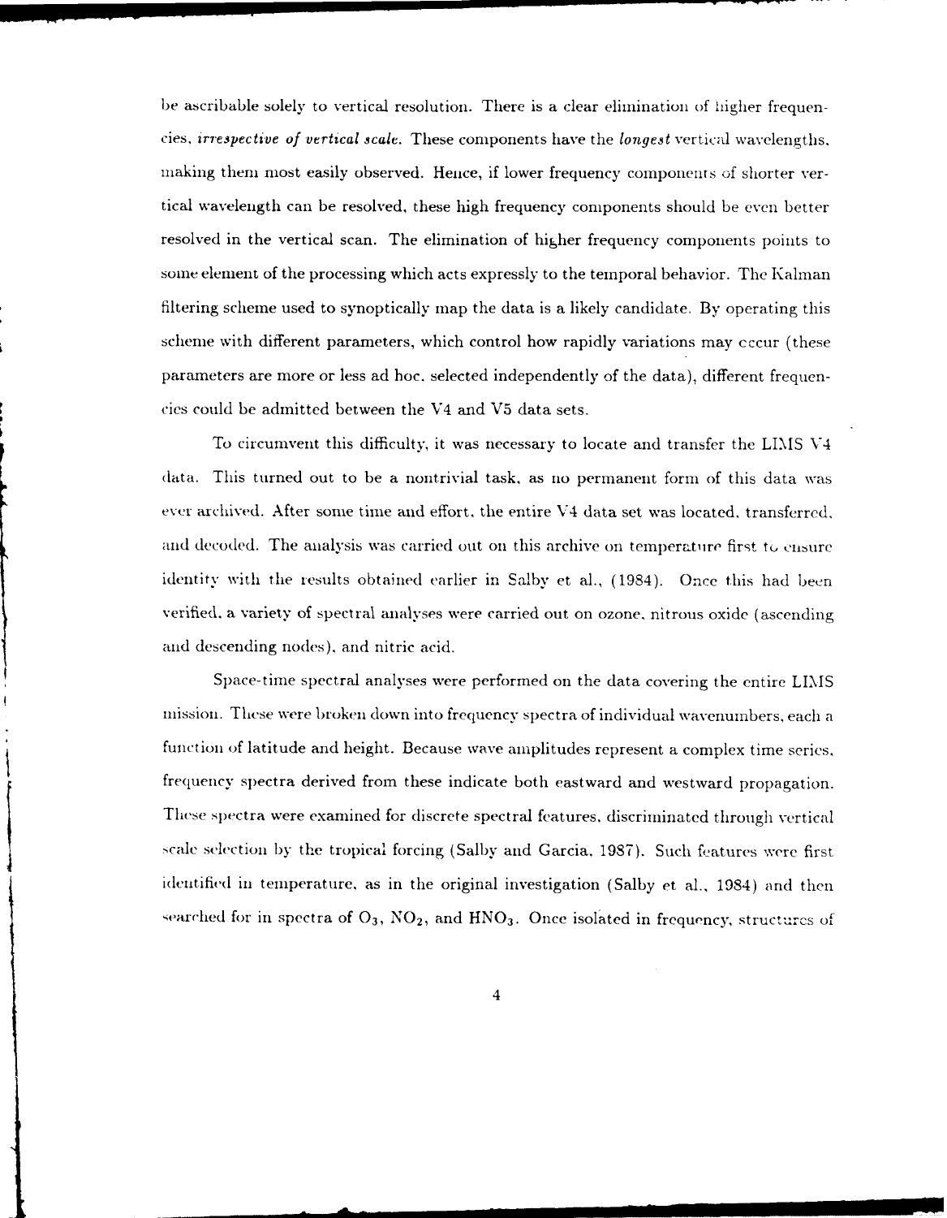be ascribable solely to vertical resolution. There is a clear elimination of higher frequencies, *irrespective of vertical scale.* These components have the *longest* vertical wavelengths, making them most easily observed. Hence, if lower frequency components of shorter vertical wavelength can be resolved, these high frequency components should be even better resolved in the vertical scan. The elimination of higher frequency components points to some element of the processing which acts expressly to the temporal behavior. The Kalman filtering scheme used to synoptically map the data is a likely candidate. By operating this scheme with different parameters, which control how rapidly variations may occur (these parameters are more or less ad hoc. selected independently of the data), different frequencies could be admitted between the V4 and V5 data sets.

To circumvent this difficulty, it was necessary to locate and transfer the LIMS V4 data. This turned out to be a nontrivial task, as no permanent form of this data was ever archived. After some time and effort, the entire V4 data set was located, transferred, and decoded. The analysis was carried out on this archive on temperature first to ensure identity with the results obtained earlier in Salby et al., (1984). Once this had been verified, a variety of spectral analyses were carried out on ozone, nitrous oxide (ascending and descending nodes), and nitric acid.

Space-time spectral analyses were performed on the data covering the entire LIMS mission. These were broken down into frequency spectra of individual wavenumbers, each a function of latitude and height. Because wave amplitudes represent a complex time series, frequency spectra derived from these indicate both eastward and westward propagation. These spectra were examined for discrete spectral features, discriminated through vertical scale selection by the tropical forcing (Salby and Garcia, 1987). Such features were first identified in temperature, as in the original investigation (Salby et al., 1984) and then searched for in spectra of $O_3$, $NO_2$, and $HNO_3$. Once isolated in frequency, structures of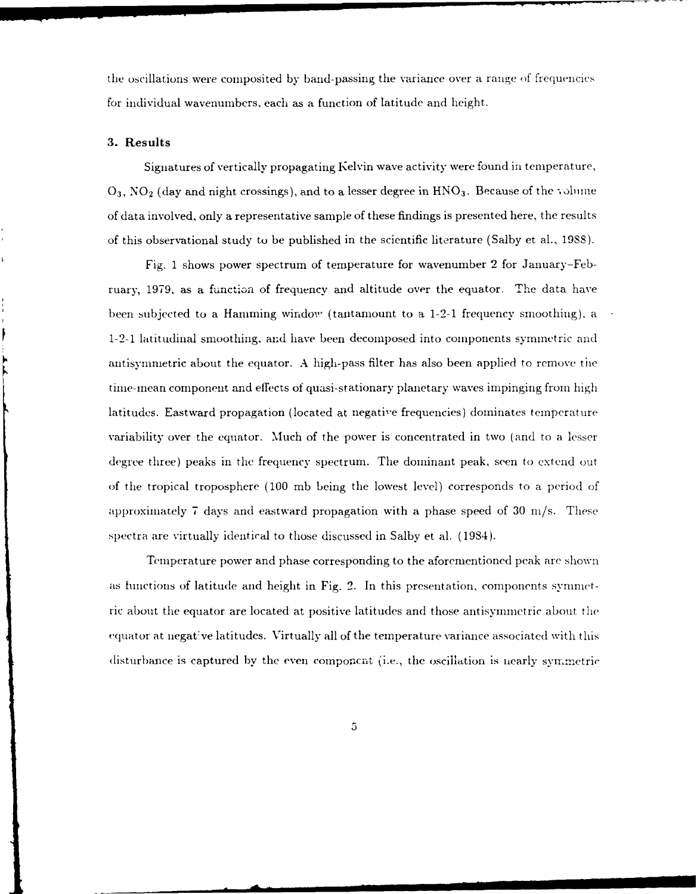the oscillations were composited by band-passing the variance over a range of frequencies for individual wavenumbers, each as a function of latitude and height.

### 3. Results

Signatures of vertically propagating Kelvin wave activity were found in temperature, $O_3$, $NO_2$ (day and night crossings), and to a lesser degree in $HNO_3$. Because of the volume of data involved, only a representative sample of these findings is presented here, the results of this observational study to be published in the scientific literature (Salby et al., 1988).

Fig. 1 shows power spectrum of temperature for wavenumber 2 for January–February, 1979, as a function of frequency and altitude over the equator. The data have been subjected to a Hamming window (tantamount to a 1-2-1 frequency smoothing), a 1-2-1 latitudinal smoothing, and have been decomposed into components symmetric and antisymmetric about the equator. A high-pass filter has also been applied to remove the time-mean component and effects of quasi-stationary planetary waves impinging from high latitudes. Eastward propagation (located at negative frequencies) dominates temperature variability over the equator. Much of the power is concentrated in two (and to a lesser degree three) peaks in the frequency spectrum. The dominant peak, seen to extend out of the tropical troposphere (100 mb being the lowest level) corresponds to a period of approximately 7 days and eastward propagation with a phase speed of 30 m/s. These spectra are virtually identical to those discussed in Salby et al. (1984).

Temperature power and phase corresponding to the aforementioned peak are shown as functions of latitude and height in Fig. 2. In this presentation, components symmetric about the equator are located at positive latitudes and those antisymmetric about the equator at negative latitudes. Virtually all of the temperature variance associated with this disturbance is captured by the even component (i.e., the oscillation is nearly symmetric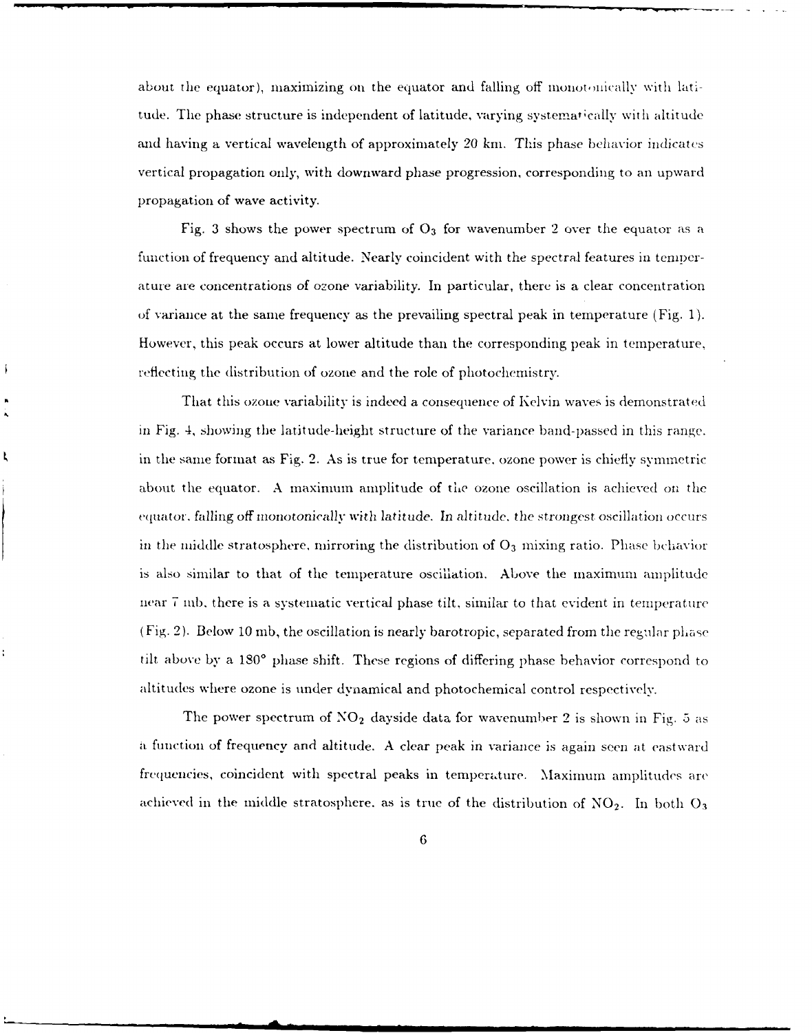about the equator), maximizing on the equator and falling off monotonically with latitude. The phase structure is independent of latitude, varying systematically with altitude and having a vertical wavelength of approximately 20 km. This phase behavior indicates vertical propagation only, with downward phase progression, corresponding to an upward propagation of wave activity.

Fig. 3 shows the power spectrum of $O_3$ for wavenumber 2 over the equator as a function of frequency and altitude. Nearly coincident with the spectral features in temperature are concentrations of ozone variability. In particular, there is a clear concentration of variance at the same frequency as the prevailing spectral peak in temperature (Fig. 1). However, this peak occurs at lower altitude than the corresponding peak in temperature, reflecting the distribution of ozone and the role of photochemistry.

That this ozone variability is indeed a consequence of Kelvin waves is demonstrated in Fig. 4, showing the latitude-height structure of the variance band-passed in this range, in the same format as Fig. 2. As is true for temperature, ozone power is chiefly symmetric about the equator. A maximum amplitude of the ozone oscillation is achieved on the equator, falling off monotonically with latitude. In altitude, the strongest oscillation occurs in the middle stratosphere, mirroring the distribution of $O_3$ mixing ratio. Phase behavior is also similar to that of the temperature oscillation. Above the maximum amplitude near 7 mb, there is a systematic vertical phase tilt, similar to that evident in temperature (Fig. 2). Below 10 mb, the oscillation is nearly barotropic, separated from the regular phase tilt above by a 180° phase shift. These regions of differing phase behavior correspond to altitudes where ozone is under dynamical and photochemical control respectively.

The power spectrum of $NO_2$ dayside data for wavenumber 2 is shown in Fig. 5 as a function of frequency and altitude. A clear peak in variance is again seen at eastward frequencies, coincident with spectral peaks in temperature. Maximum amplitudes are achieved in the middle stratosphere, as is true of the distribution of $NO_2$. In both $O_3$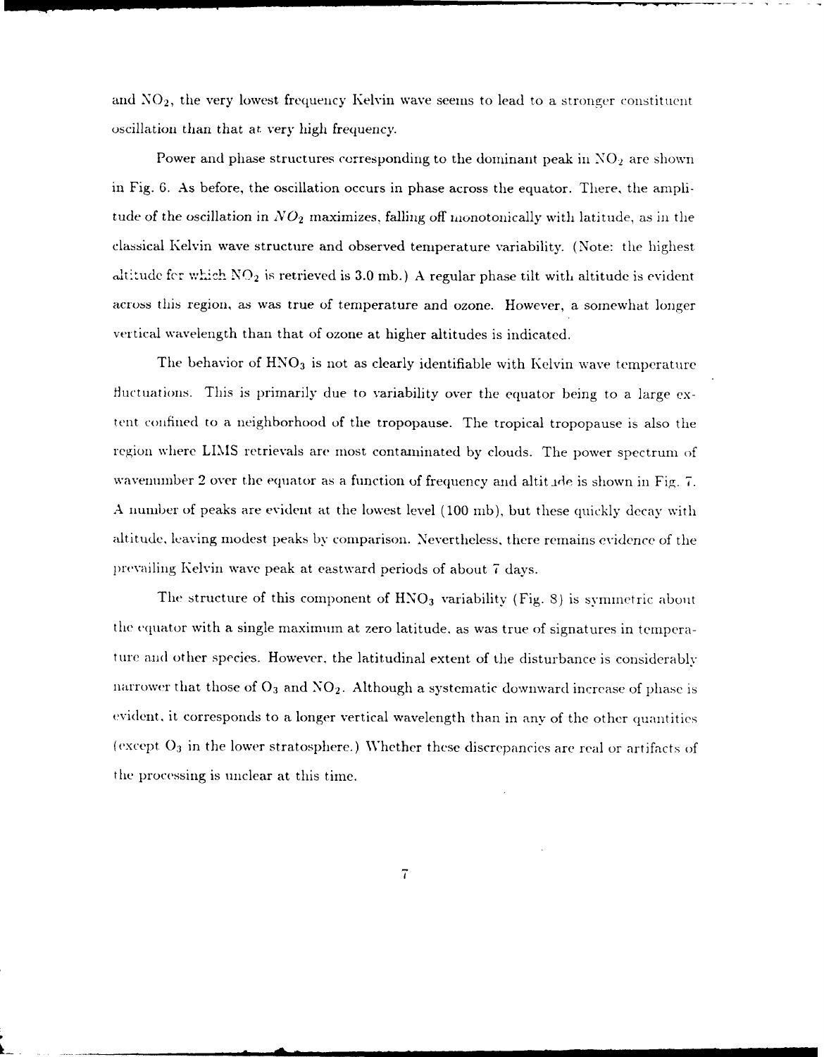and $NO_2$, the very lowest frequency Kelvin wave seems to lead to a stronger constituent oscillation than that at very high frequency.

Power and phase structures corresponding to the dominant peak in $NO_2$ are shown in Fig. 6. As before, the oscillation occurs in phase across the equator. There, the amplitude of the oscillation in $NO_2$ maximizes, falling off monotonically with latitude, as in the classical Kelvin wave structure and observed temperature variability. (Note: the highest altitude for which $NO_2$ is retrieved is 3.0 mb.) A regular phase tilt with altitude is evident across this region, as was true of temperature and ozone. However, a somewhat longer vertical wavelength than that of ozone at higher altitudes is indicated.

The behavior of $HNO_3$ is not as clearly identifiable with Kelvin wave temperature fluctuations. This is primarily due to variability over the equator being to a large extent confined to a neighborhood of the tropopause. The tropical tropopause is also the region where LIMS retrievals are most contaminated by clouds. The power spectrum of wavenumber 2 over the equator as a function of frequency and altitude is shown in Fig. 7. A number of peaks are evident at the lowest level (100 mb), but these quickly decay with altitude, leaving modest peaks by comparison. Nevertheless, there remains evidence of the prevailing Kelvin wave peak at eastward periods of about 7 days.

The structure of this component of $HNO_3$ variability (Fig. 8) is symmetric about the equator with a single maximum at zero latitude, as was true of signatures in temperature and other species. However, the latitudinal extent of the disturbance is considerably narrower that those of $O_3$ and $NO_2$. Although a systematic downward increase of phase is evident, it corresponds to a longer vertical wavelength than in any of the other quantities (except $O_3$ in the lower stratosphere.) Whether these discrepancies are real or artifacts of the processing is unclear at this time.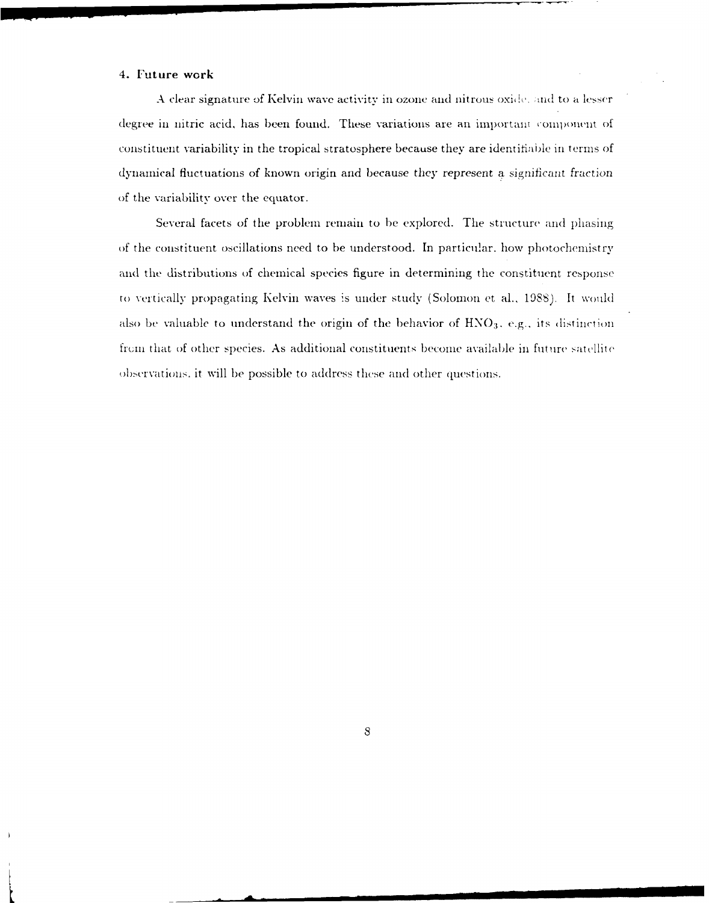## 4. Future work

A clear signature of Kelvin wave activity in ozone and nitrous oxide, and to a lesser degree in nitric acid, has been found. These variations are an important component of constituent variability in the tropical stratosphere because they are identifiable in terms of dynamical fluctuations of known origin and because they represent a *significant fraction* of the variability over the equator.

Several facets of the problem remain to be explored. The structure and phasing of the constituent oscillations need to be understood. In particular, how photochemistry and the distributions of chemical species figure in determining the constituent response to vertically propagating Kelvin waves is under study (Solomon et al., 1988). It would also be valuable to understand the origin of the behavior of $HNO_3$, e.g., its distinction from that of other species. As additional constituents become available in future satellite observations, it will be possible to address these and other questions.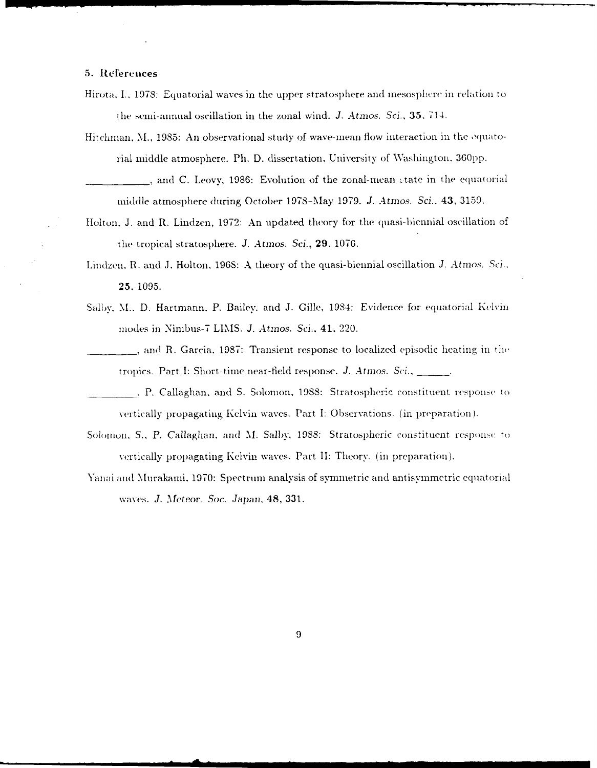## 5. References

Hirota, I., 1978: Equatorial waves in the upper stratosphere and mesosphere in relation to the semi-annual oscillation in the zonal wind. *J. Atmos. Sci.*, **35**, 714.

Hitchman, M., 1985: An observational study of wave-mean flow interaction in the equatorial middle atmosphere. Ph. D. dissertation, University of Washington, 360pp.

\_\_\_\_\_\_\_\_\_\_\_, and C. Leovy, 1986: Evolution of the zonal-mean state in the equatorial middle atmosphere during October 1978–May 1979. *J. Atmos. Sci.*, **43**, 3159.

Holton, J. and R. Lindzen, 1972: An updated theory for the quasi-biennial oscillation of the tropical stratosphere. *J. Atmos. Sci.*, **29**, 1076.

Lindzen, R. and J. Holton, 1968: A theory of the quasi-biennial oscillation *J. Atmos. Sci.*, **25**, 1095.

Salby, M., D. Hartmann, P. Bailey, and J. Gille, 1984: Evidence for equatorial Kelvin modes in Nimbus-7 LIMS. *J. Atmos. Sci.*, **41**, 220.

\_\_\_\_\_\_\_\_\_, and R. Garcia, 1987: Transient response to localized episodic heating in the tropics. Part I: Short-time near-field response. *J. Atmos. Sci.*, \_\_\_\_\_\_.

\_\_\_\_\_\_\_\_\_, P. Callaghan, and S. Solomon, 1988: Stratospheric constituent response to vertically propagating Kelvin waves. Part I: Observations. (in preparation).

Solomon, S., P. Callaghan, and M. Salby, 1988: Stratospheric constituent response to vertically propagating Kelvin waves. Part II: Theory. (in preparation).

Yanai and Murakami, 1970: Spectrum analysis of symmetric and antisymmetric equatorial waves. *J. Meteor. Soc. Japan*, **48**, 331.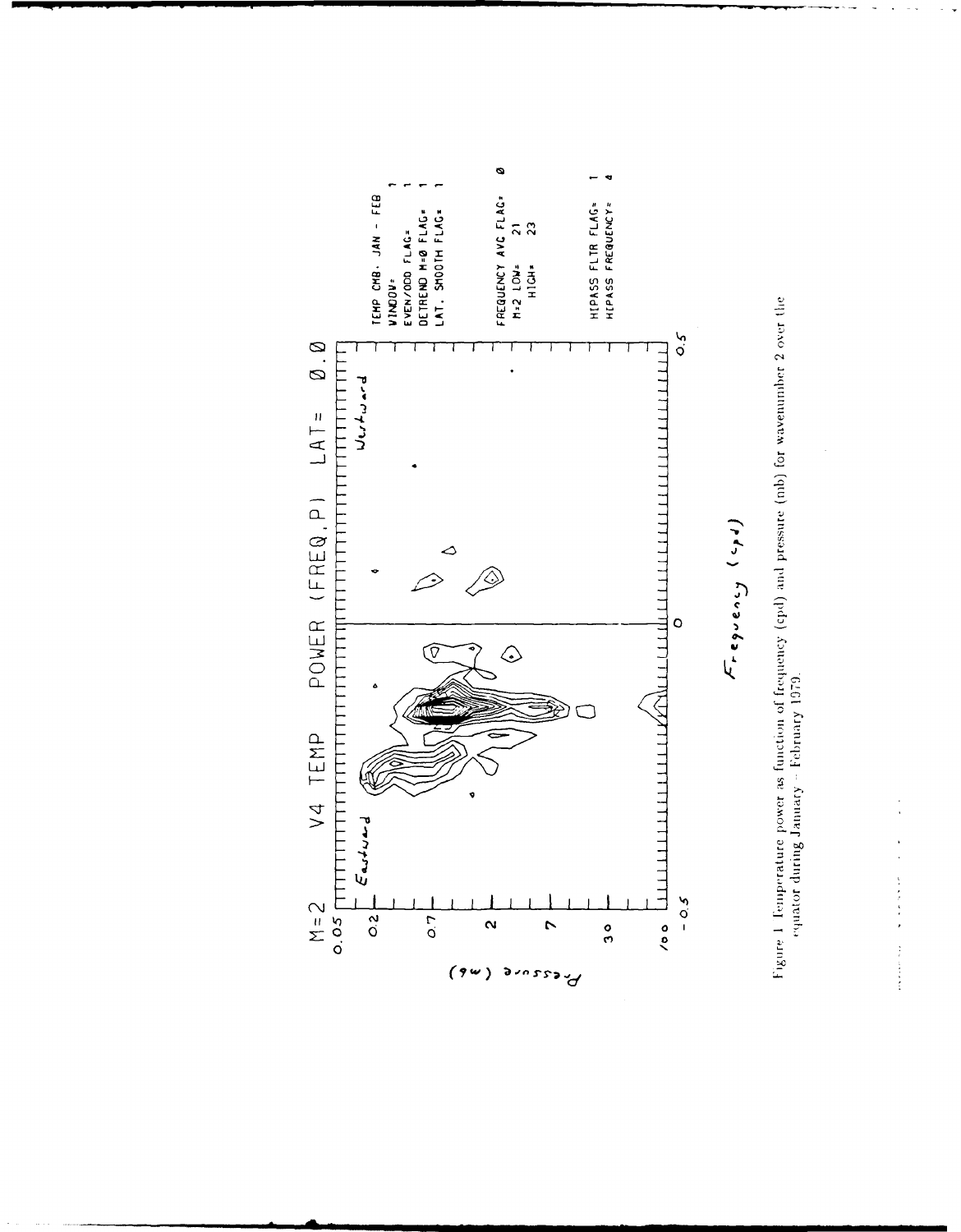M=2 V4 TEMP POWER (FREQ,P) LAT= 0.0

TEMP CMB: JAN - FEB
WINDOW= 1
EVEN/ODD FLAG= 1
DETREND M=0 FLAG= 1
LAT. SMOOTH FLAG= 1

FREQUENCY AVG FLAG= 0
M=2 LOW= 21
HIGH= 23

HIPASS FLTR FLAG= 1
HIPASS FREQUENCY= 4

Eastward | Westward

Pressure (mb): 0.05, 0.2, 0.7, 2, 7, 30, 100

Frequency (cpd): -0.5, 0, 0.5

Figure 1 Temperature power as function of frequency (cpd) and pressure (mb) for wavenumber 2 over the equator during January – February 1979.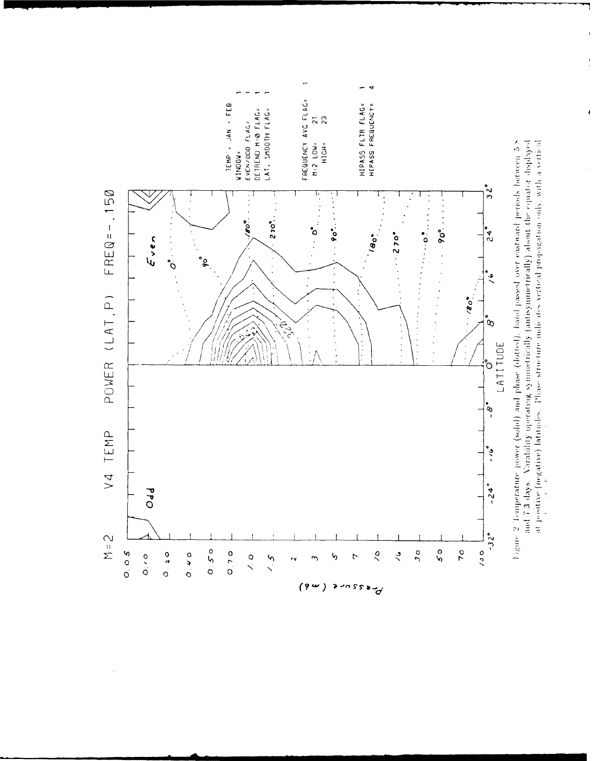M=2    V4 TEMP    POWER (LAT,P)    FREQ=-.150

TEMP , JAN - FEB
WINDOW= 1
EVEN/ODD FLAG= 1
DETREND M=0 FLAG= 1
LAT. SMOOTH FLAG= 1

FREQUENCY AVG FLAG= 1
M=2 LOW= 21
HIGH= 23

HIPASS FLTR FLAG= 1
HIPASS FREQUENCY= 4

Figure 2. Temperature power (solid) and phase (dotted), band passed over eastward periods between 5.5 and 7.3 days. Variability operating symmetrically (antisymmetrically) about the equator displayed at positive (negative) latitudes. Phase structure indicates vertical propagation only, with a vertical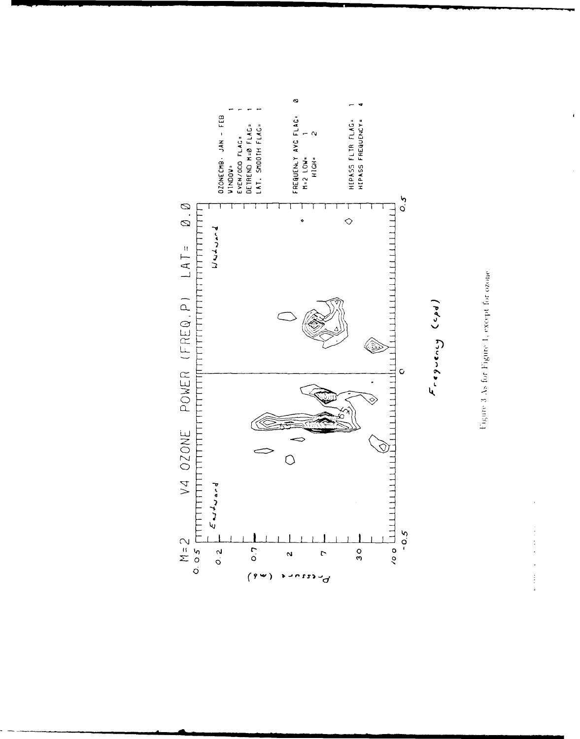Figure 3. As for Figure 1, except for ozone.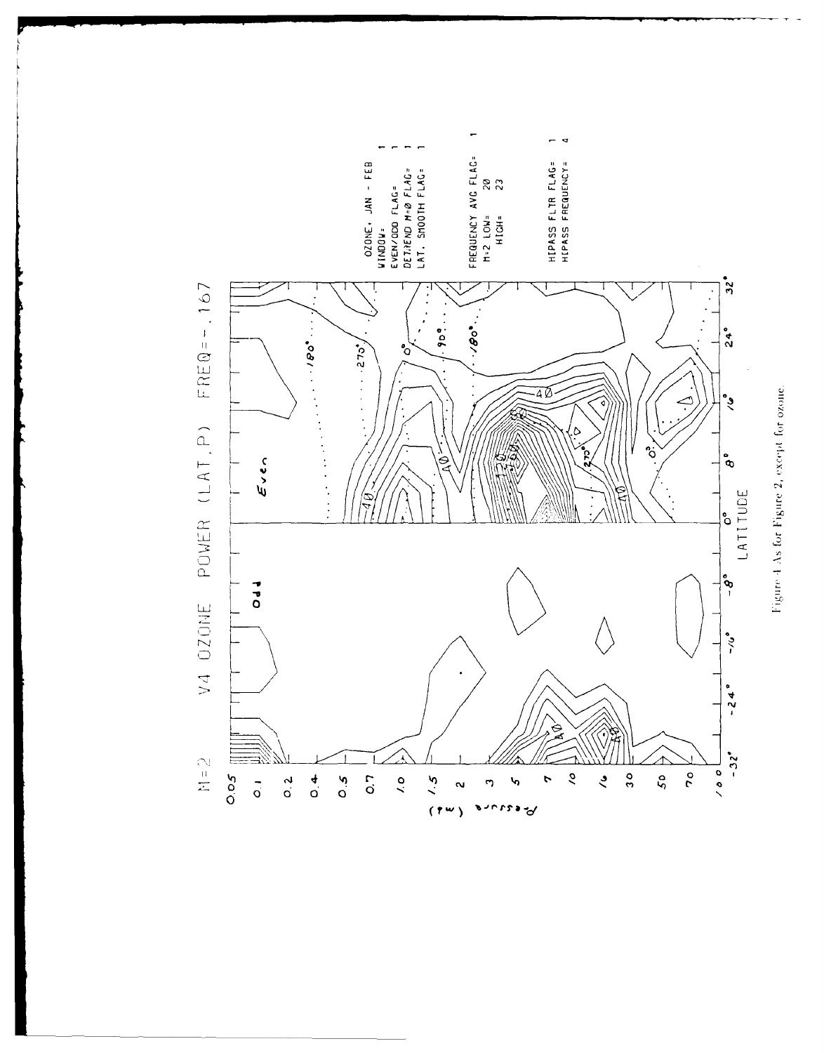Figure 4 As for Figure 2, except for ozone.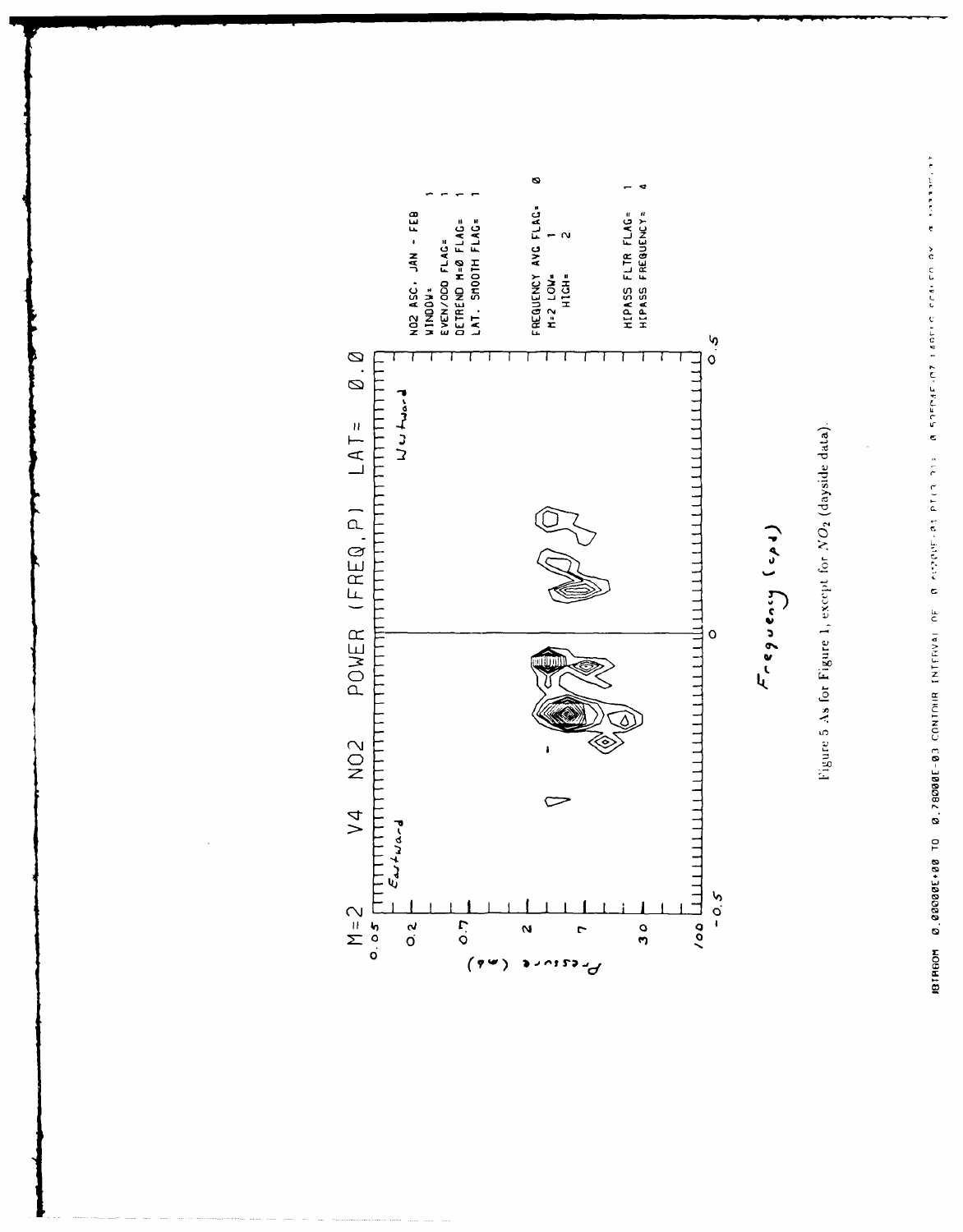Figure 5 As for Figure 1, except for $NO_2$ (dayside data).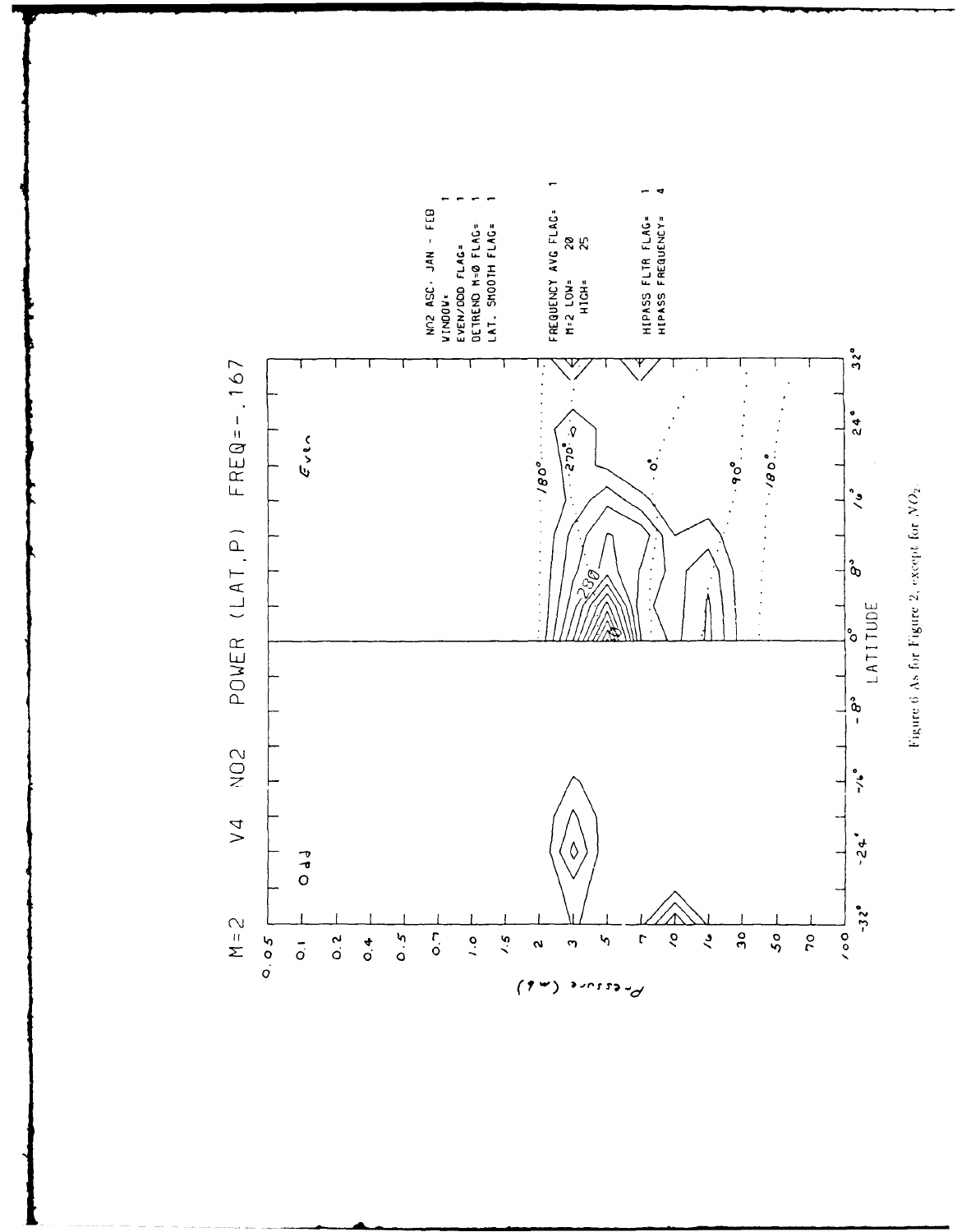M=2 V4 NO2 POWER (LAT,P) FREQ=-.167

NO2 ASC. JAN - FEB
WINDOW= 1
EVEN/ODD FLAG= 1
DETREND M=0 FLAG= 1
LAT. SMOOTH FLAG= 1

FREQUENCY AVG FLAG= 1
M=2 LOW= 20
HIGH= 25

HIPASS FLTR FLAG= 1
HIPASS FREQUENCY= 4

Figure 6 As for Figure 2, except for $NO_2$.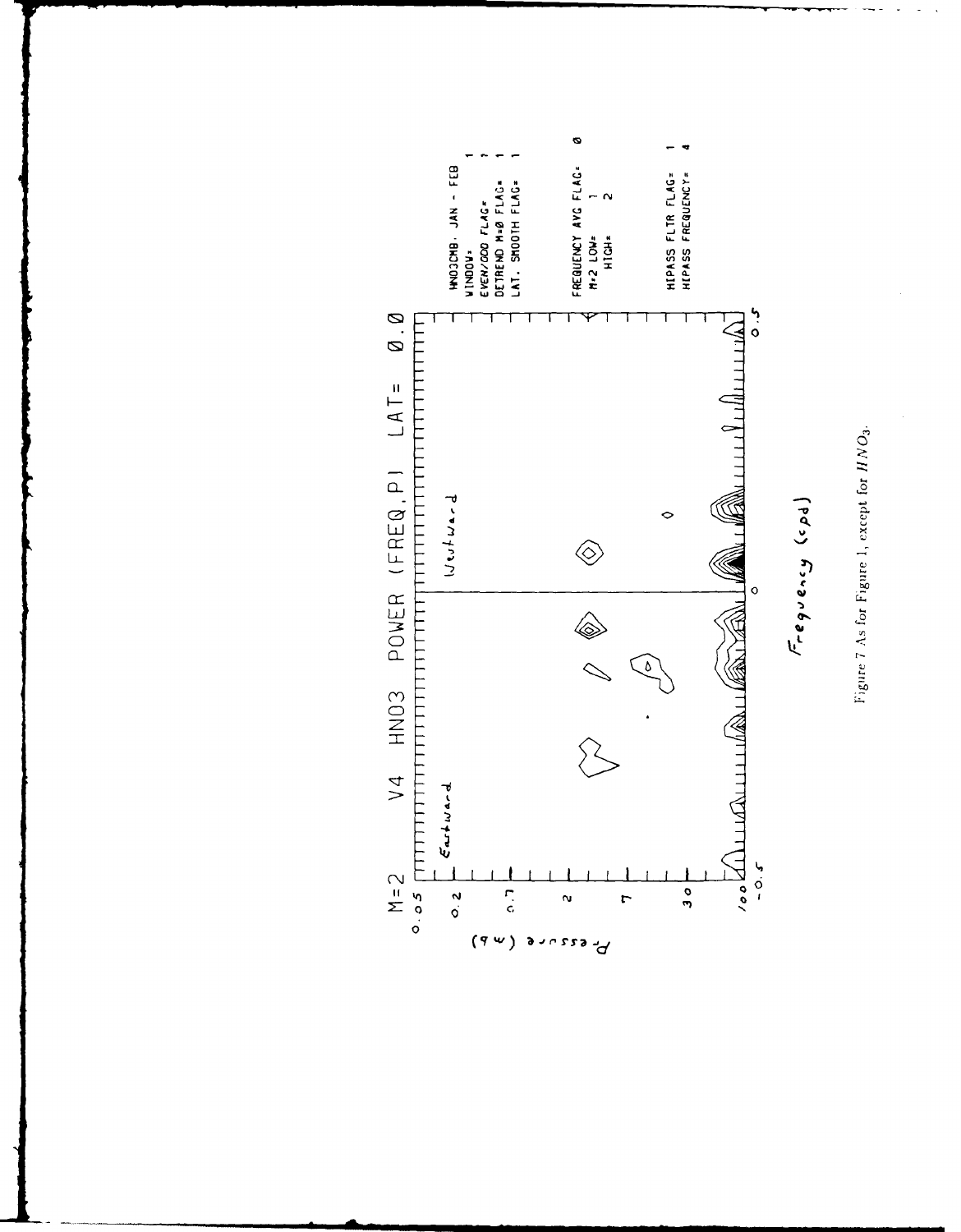Figure 7 As for Figure 1, except for $HNO_3$.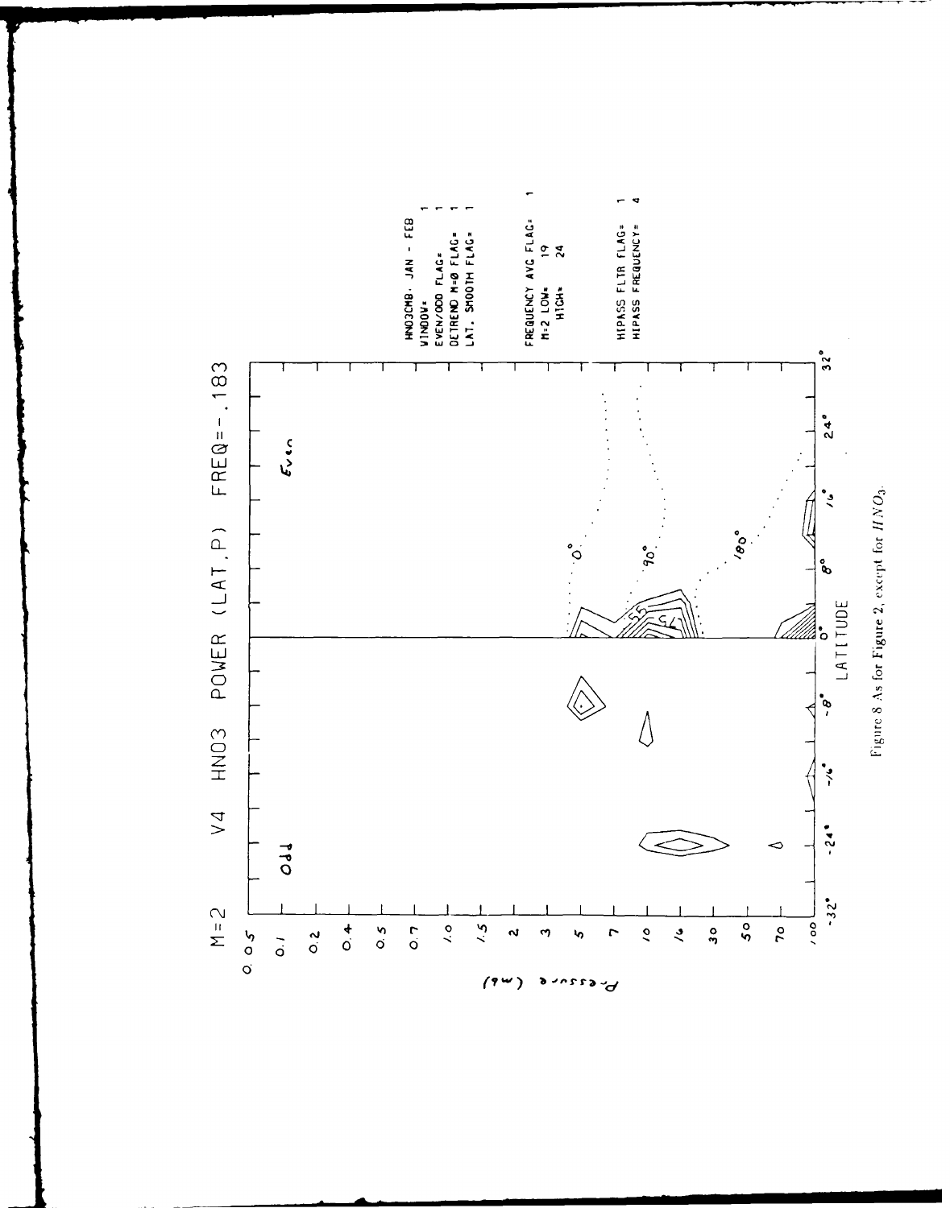M=2 V4 HNO3 POWER (LAT,P) FREQ=-.183

Odd

Even

Pressure (mb)

0.05
0.1
0.2
0.4
0.5
0.7
1.0
1.5
2
3
5
7
10
16
30
50
70
100

-32° -24° -16° -8° 0° 8° 16° 24° 32°

LATITUDE

0° 90° 180°

.55 .75

HNO3CMB. JAN - FEB
WINDOW= 1
EVEN/ODD FLAG= 1
DETREND M=0 FLAG= 1
LAT. SMOOTH FLAG= 1

FREQUENCY AVG FLAG= 1
M=2 LOW= 19
HIGH= 24

HIPASS FLTR FLAG= 1
HIPASS FREQUENCY= 4

Figure 8 As for Figure 2, except for $HNO_3$.